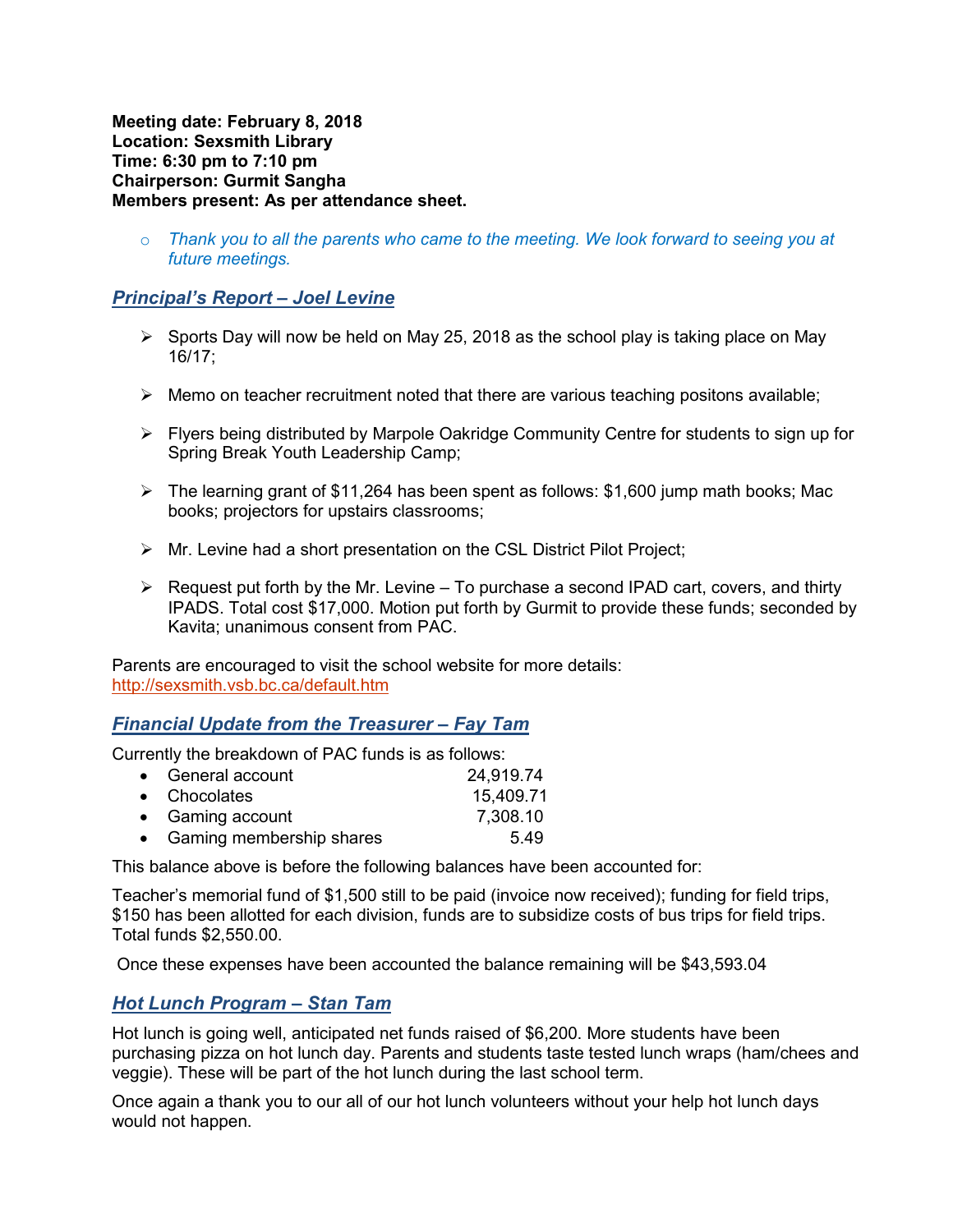**Meeting date: February 8, 2018**
**Location: Sexsmith Library**
**Time: 6:30 pm to 7:10 pm**
**Chairperson: Gurmit Sangha**
**Members present: As per attendance sheet.**

- *Thank you to all the parents who came to the meeting. We look forward to seeing you at future meetings.*

## *Principal's Report – Joel Levine*

- Sports Day will now be held on May 25, 2018 as the school play is taking place on May 16/17;
- Memo on teacher recruitment noted that there are various teaching positons available;
- Flyers being distributed by Marpole Oakridge Community Centre for students to sign up for Spring Break Youth Leadership Camp;
- The learning grant of $11,264 has been spent as follows: $1,600 jump math books; Mac books; projectors for upstairs classrooms;
- Mr. Levine had a short presentation on the CSL District Pilot Project;
- Request put forth by the Mr. Levine – To purchase a second IPAD cart, covers, and thirty IPADS. Total cost $17,000. Motion put forth by Gurmit to provide these funds; seconded by Kavita; unanimous consent from PAC.

Parents are encouraged to visit the school website for more details: http://sexsmith.vsb.bc.ca/default.htm

## *Financial Update from the Treasurer – Fay Tam*

Currently the breakdown of PAC funds is as follows:

- General account 24,919.74
- Chocolates 15,409.71
- Gaming account 7,308.10
- Gaming membership shares 5.49

This balance above is before the following balances have been accounted for:

Teacher's memorial fund of $1,500 still to be paid (invoice now received); funding for field trips, $150 has been allotted for each division, funds are to subsidize costs of bus trips for field trips. Total funds $2,550.00.

Once these expenses have been accounted the balance remaining will be $43,593.04

## *Hot Lunch Program – Stan Tam*

Hot lunch is going well, anticipated net funds raised of $6,200. More students have been purchasing pizza on hot lunch day. Parents and students taste tested lunch wraps (ham/chees and veggie). These will be part of the hot lunch during the last school term.

Once again a thank you to our all of our hot lunch volunteers without your help hot lunch days would not happen.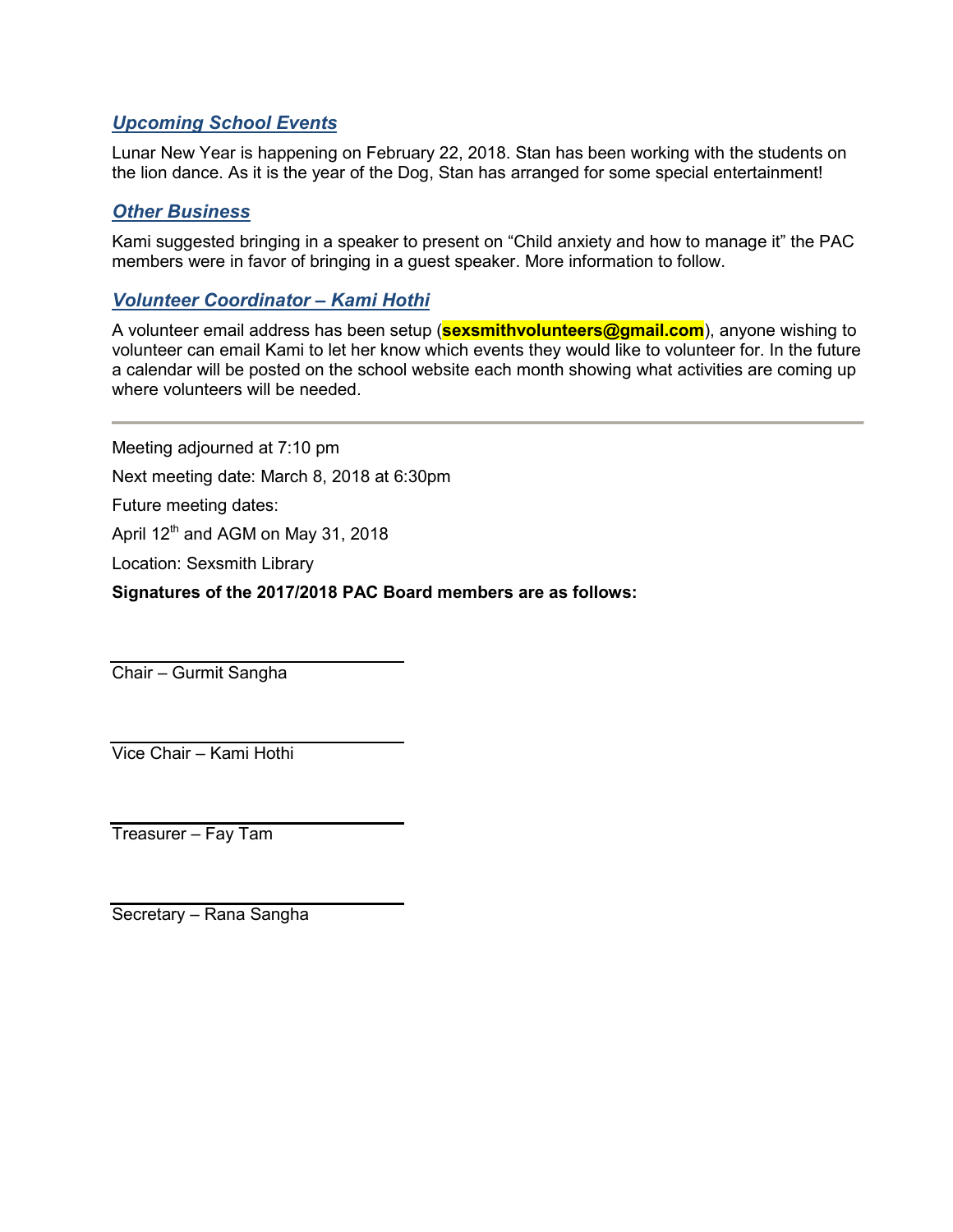## ***Upcoming School Events***

Lunar New Year is happening on February 22, 2018. Stan has been working with the students on the lion dance. As it is the year of the Dog, Stan has arranged for some special entertainment!

## ***Other Business***

Kami suggested bringing in a speaker to present on "Child anxiety and how to manage it" the PAC members were in favor of bringing in a guest speaker. More information to follow.

## ***Volunteer Coordinator – Kami Hothi***

A volunteer email address has been setup (**sexsmithvolunteers@gmail.com**), anyone wishing to volunteer can email Kami to let her know which events they would like to volunteer for. In the future a calendar will be posted on the school website each month showing what activities are coming up where volunteers will be needed.

---

Meeting adjourned at 7:10 pm

Next meeting date: March 8, 2018 at 6:30pm

Future meeting dates:

April 12th and AGM on May 31, 2018

Location: Sexsmith Library

**Signatures of the 2017/2018 PAC Board members are as follows:**

\_\_\_\_\_\_\_\_\_\_\_\_\_\_\_\_\_\_\_\_\_\_\_\_\_\_\_\_\_\_

Chair – Gurmit Sangha

\_\_\_\_\_\_\_\_\_\_\_\_\_\_\_\_\_\_\_\_\_\_\_\_\_\_\_\_\_\_

Vice Chair – Kami Hothi

\_\_\_\_\_\_\_\_\_\_\_\_\_\_\_\_\_\_\_\_\_\_\_\_\_\_\_\_\_\_

Treasurer – Fay Tam

\_\_\_\_\_\_\_\_\_\_\_\_\_\_\_\_\_\_\_\_\_\_\_\_\_\_\_\_\_\_

Secretary – Rana Sangha